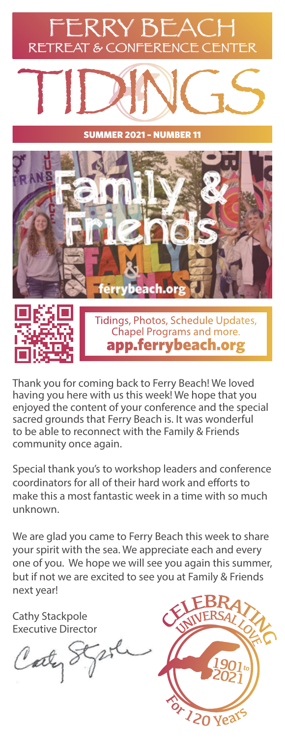# FERRY BEACH
## RETREAT & CONFERENCE CENTER

# TIDINGS

**SUMMER 2021 – NUMBER 11**

Family & Friends

ferrybeach.org

Tidings, Photos, Schedule Updates, Chapel Programs and more.
**app.ferrybeach.org**

Thank you for coming back to Ferry Beach! We loved having you here with us this week! We hope that you enjoyed the content of your conference and the special sacred grounds that Ferry Beach is. It was wonderful to be able to reconnect with the Family & Friends community once again.

Special thank you's to workshop leaders and conference coordinators for all of their hard work and efforts to make this a most fantastic week in a time with so much unknown.

We are glad you came to Ferry Beach this week to share your spirit with the sea. We appreciate each and every one of you. We hope we will see you again this summer, but if not we are excited to see you at Family & Friends next year!

Cathy Stackpole
Executive Director

CELEBRATING UNIVERSAL LOVE 1901 to 2021 For 120 Years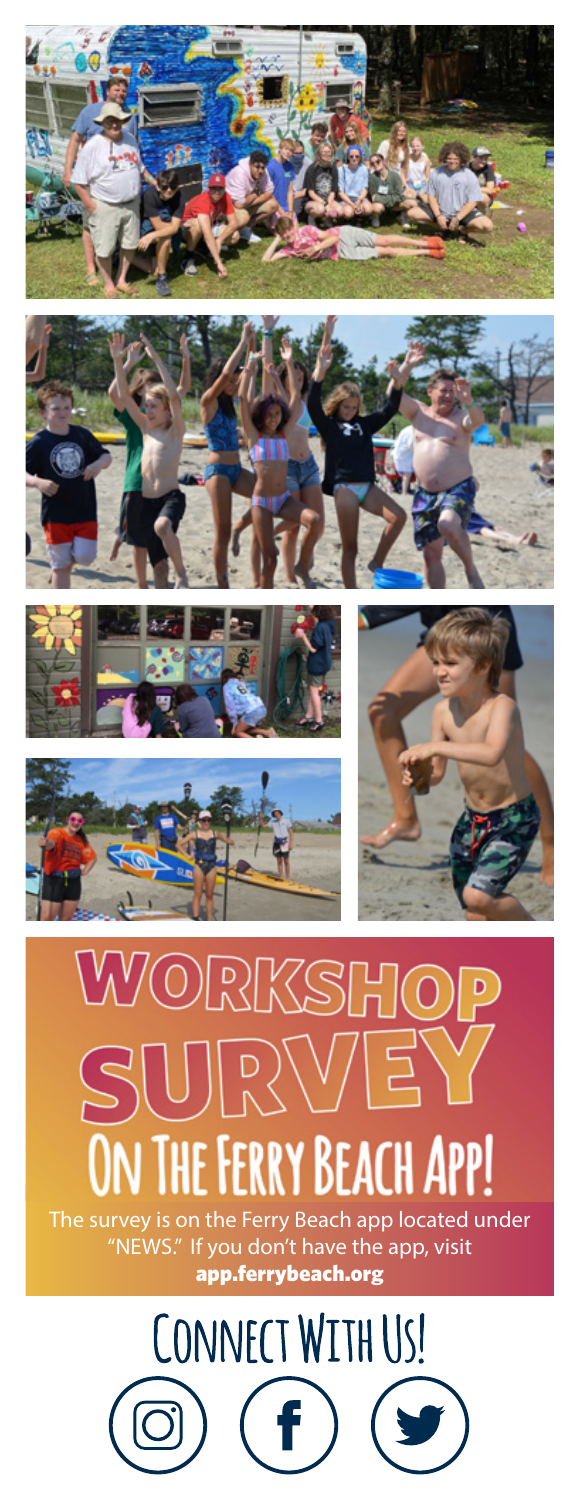# WORKSHOP SURVEY

## On The Ferry Beach App!

The survey is on the Ferry Beach app located under "NEWS." If you don't have the app, visit **app.ferrybeach.org**

## Connect With Us!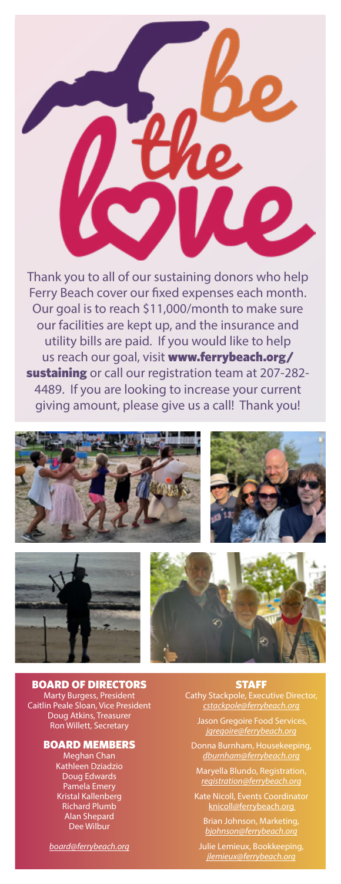# be the love

Thank you to all of our sustaining donors who help Ferry Beach cover our fixed expenses each month. Our goal is to reach $11,000/month to make sure our facilities are kept up, and the insurance and utility bills are paid. If you would like to help us reach our goal, visit **www.ferrybeach.org/sustaining** or call our registration team at 207-282-4489. If you are looking to increase your current giving amount, please give us a call! Thank you!

## BOARD OF DIRECTORS

Marty Burgess, President
Caitlin Peale Sloan, Vice President
Doug Atkins, Treasurer
Ron Willett, Secretary

## BOARD MEMBERS

Meghan Chan
Kathleen Dziadzio
Doug Edwards
Pamela Emery
Kristal Kallenberg
Richard Plumb
Alan Shepard
Dee Wilbur

*board@ferrybeach.org*

## STAFF

Cathy Stackpole, Executive Director, *cstackpole@ferrybeach.org*

Jason Gregoire Food Services, *jgregoire@ferrybeach.org*

Donna Burnham, Housekeeping, *dburnham@ferrybeach.org*

Maryella Blundo, Registration, *registration@ferrybeach.org*

Kate Nicoll, Events Coordinator knicoll@ferrybeach.org

Brian Johnson, Marketing, *bjohnson@ferrybeach.org*

Julie Lemieux, Bookkeeping, *jlemieux@ferrybeach.org*